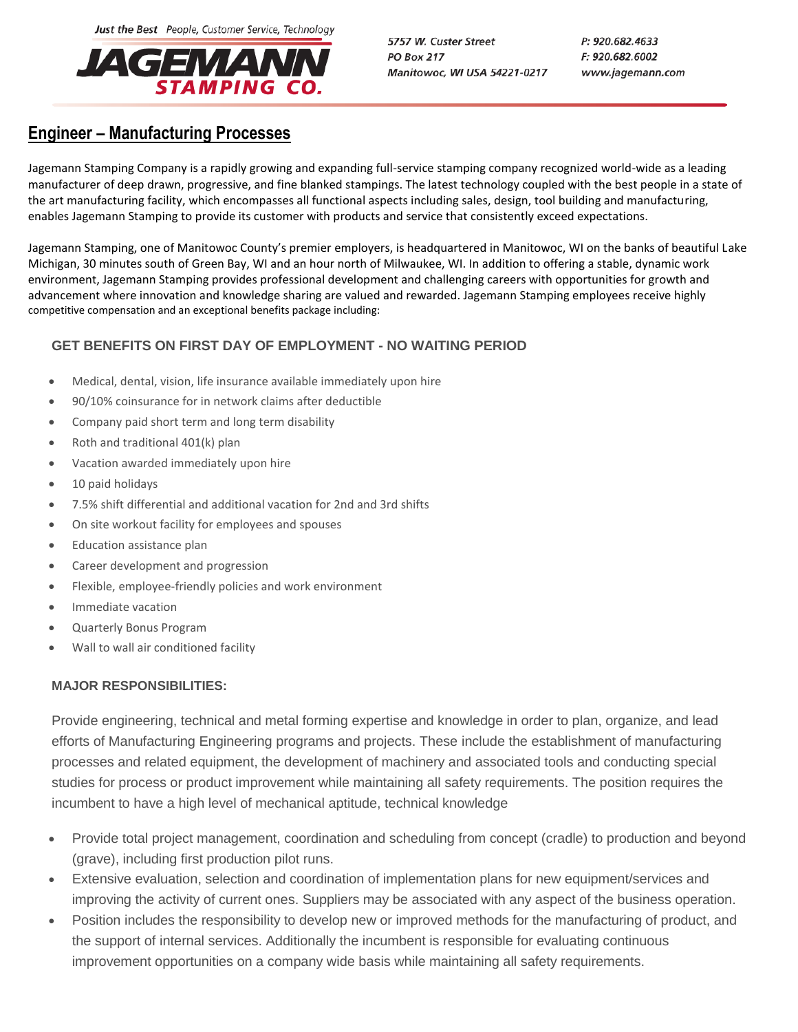Just the Best People, Customer Service, Technology

**JAGEMANN STAMPING CO.**

5757 W. Custer Street
PO Box 217
Manitowoc, WI USA 54221-0217

P: 920.682.4633
F: 920.682.6002
www.jagemann.com

# Engineer – Manufacturing Processes

Jagemann Stamping Company is a rapidly growing and expanding full-service stamping company recognized world-wide as a leading manufacturer of deep drawn, progressive, and fine blanked stampings. The latest technology coupled with the best people in a state of the art manufacturing facility, which encompasses all functional aspects including sales, design, tool building and manufacturing, enables Jagemann Stamping to provide its customer with products and service that consistently exceed expectations.

Jagemann Stamping, one of Manitowoc County's premier employers, is headquartered in Manitowoc, WI on the banks of beautiful Lake Michigan, 30 minutes south of Green Bay, WI and an hour north of Milwaukee, WI. In addition to offering a stable, dynamic work environment, Jagemann Stamping provides professional development and challenging careers with opportunities for growth and advancement where innovation and knowledge sharing are valued and rewarded. Jagemann Stamping employees receive highly competitive compensation and an exceptional benefits package including:

### GET BENEFITS ON FIRST DAY OF EMPLOYMENT - NO WAITING PERIOD

- Medical, dental, vision, life insurance available immediately upon hire
- 90/10% coinsurance for in network claims after deductible
- Company paid short term and long term disability
- Roth and traditional 401(k) plan
- Vacation awarded immediately upon hire
- 10 paid holidays
- 7.5% shift differential and additional vacation for 2nd and 3rd shifts
- On site workout facility for employees and spouses
- Education assistance plan
- Career development and progression
- Flexible, employee-friendly policies and work environment
- Immediate vacation
- Quarterly Bonus Program
- Wall to wall air conditioned facility

### MAJOR RESPONSIBILITIES:

Provide engineering, technical and metal forming expertise and knowledge in order to plan, organize, and lead efforts of Manufacturing Engineering programs and projects. These include the establishment of manufacturing processes and related equipment, the development of machinery and associated tools and conducting special studies for process or product improvement while maintaining all safety requirements. The position requires the incumbent to have a high level of mechanical aptitude, technical knowledge

- Provide total project management, coordination and scheduling from concept (cradle) to production and beyond (grave), including first production pilot runs.
- Extensive evaluation, selection and coordination of implementation plans for new equipment/services and improving the activity of current ones. Suppliers may be associated with any aspect of the business operation.
- Position includes the responsibility to develop new or improved methods for the manufacturing of product, and the support of internal services. Additionally the incumbent is responsible for evaluating continuous improvement opportunities on a company wide basis while maintaining all safety requirements.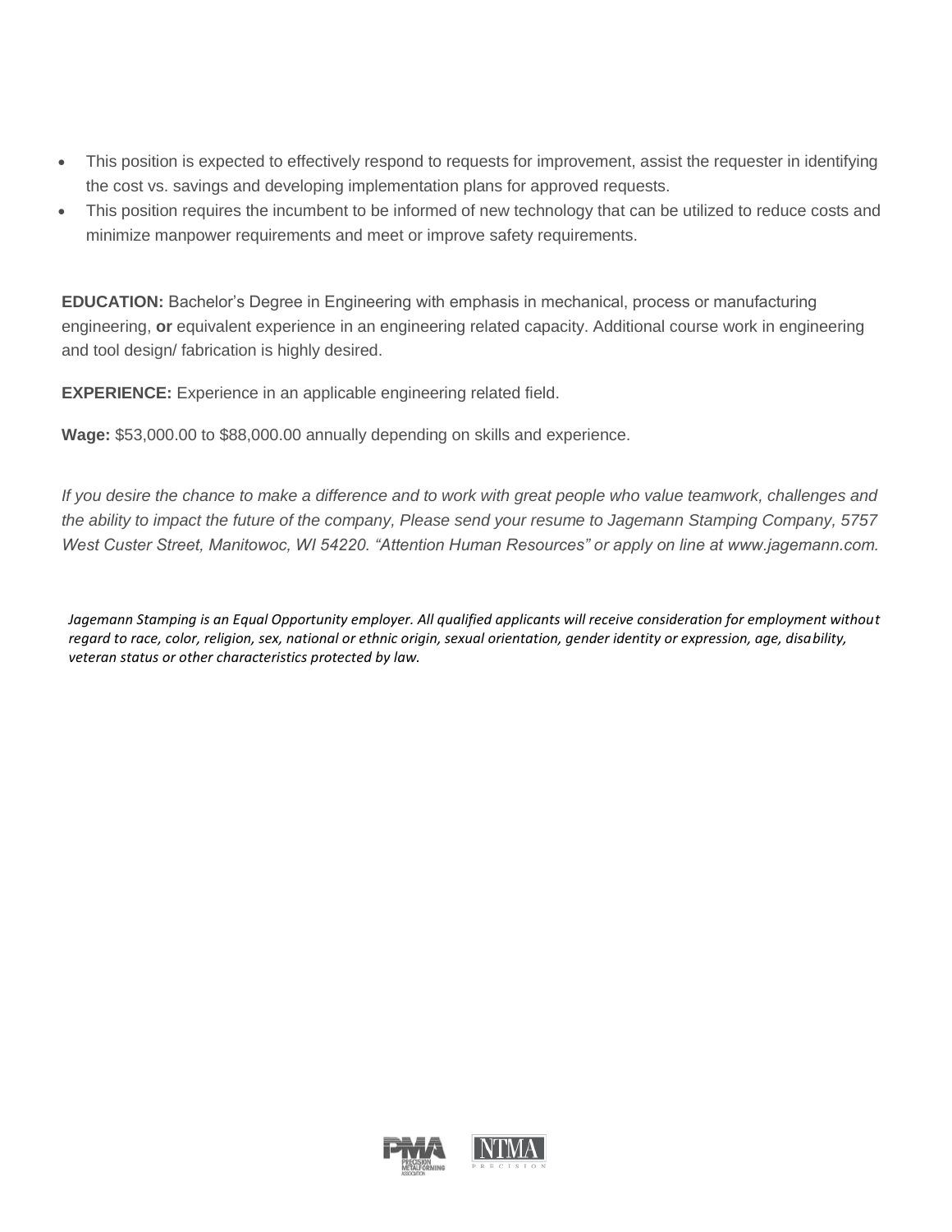- This position is expected to effectively respond to requests for improvement, assist the requester in identifying the cost vs. savings and developing implementation plans for approved requests.
- This position requires the incumbent to be informed of new technology that can be utilized to reduce costs and minimize manpower requirements and meet or improve safety requirements.

**EDUCATION:** Bachelor's Degree in Engineering with emphasis in mechanical, process or manufacturing engineering, **or** equivalent experience in an engineering related capacity. Additional course work in engineering and tool design/ fabrication is highly desired.

**EXPERIENCE:** Experience in an applicable engineering related field.

**Wage:** $53,000.00 to $88,000.00 annually depending on skills and experience.

*If you desire the chance to make a difference and to work with great people who value teamwork, challenges and the ability to impact the future of the company, Please send your resume to Jagemann Stamping Company, 5757 West Custer Street, Manitowoc, WI 54220. "Attention Human Resources" or apply on line at www.jagemann.com.*

*Jagemann Stamping is an Equal Opportunity employer. All qualified applicants will receive consideration for employment without regard to race, color, religion, sex, national or ethnic origin, sexual orientation, gender identity or expression, age, disability, veteran status or other characteristics protected by law.*